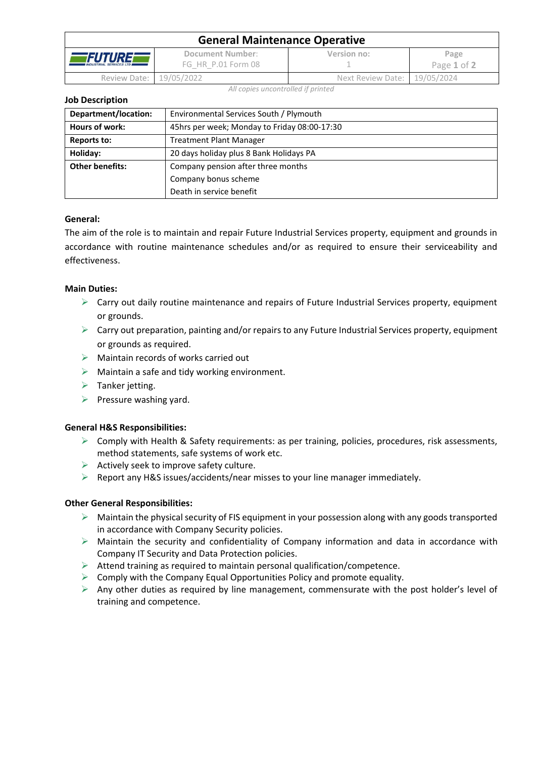# General Maintenance Operative

| FUTURE INDUSTRIAL SERVICES LTD | Document Number: FG_HR_P.01 Form 08 | Version no: 1 | Page |
|---|---|---|---|
| Review Date: | 19/05/2022 | Next Review Date: | 19/05/2024 |

*All copies uncontrolled if printed*

## Job Description

| Department/location: | Environmental Services South / Plymouth |
|---|---|
| Hours of work: | 45hrs per week; Monday to Friday 08:00-17:30 |
| Reports to: | Treatment Plant Manager |
| Holiday: | 20 days holiday plus 8 Bank Holidays PA |
| Other benefits: | Company pension after three months<br>Company bonus scheme<br>Death in service benefit |

### General:

The aim of the role is to maintain and repair Future Industrial Services property, equipment and grounds in accordance with routine maintenance schedules and/or as required to ensure their serviceability and effectiveness.

### Main Duties:

- Carry out daily routine maintenance and repairs of Future Industrial Services property, equipment or grounds.
- Carry out preparation, painting and/or repairs to any Future Industrial Services property, equipment or grounds as required.
- Maintain records of works carried out
- Maintain a safe and tidy working environment.
- Tanker jetting.
- Pressure washing yard.

### General H&S Responsibilities:

- Comply with Health & Safety requirements: as per training, policies, procedures, risk assessments, method statements, safe systems of work etc.
- Actively seek to improve safety culture.
- Report any H&S issues/accidents/near misses to your line manager immediately.

### Other General Responsibilities:

- Maintain the physical security of FIS equipment in your possession along with any goods transported in accordance with Company Security policies.
- Maintain the security and confidentiality of Company information and data in accordance with Company IT Security and Data Protection policies.
- Attend training as required to maintain personal qualification/competence.
- Comply with the Company Equal Opportunities Policy and promote equality.
- Any other duties as required by line management, commensurate with the post holder's level of training and competence.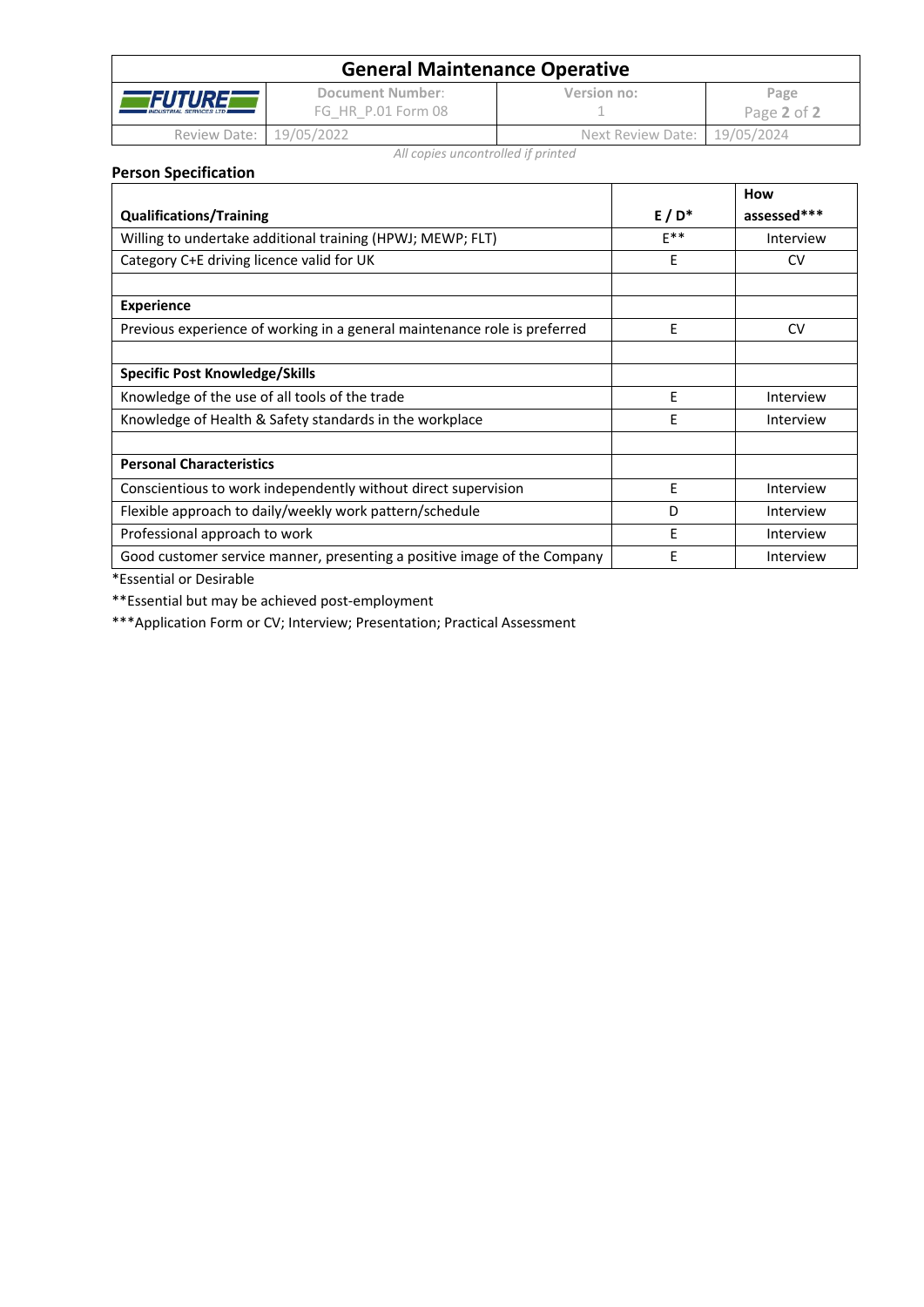**Person Specification**

| Qualifications/Training | E / D* | How assessed*** |
| --- | --- | --- |
| Willing to undertake additional training (HPWJ; MEWP; FLT) | E** | Interview |
| Category C+E driving licence valid for UK | E | CV |
| | | |
| **Experience** | | |
| Previous experience of working in a general maintenance role is preferred | E | CV |
| | | |
| **Specific Post Knowledge/Skills** | | |
| Knowledge of the use of all tools of the trade | E | Interview |
| Knowledge of Health & Safety standards in the workplace | E | Interview |
| | | |
| **Personal Characteristics** | | |
| Conscientious to work independently without direct supervision | E | Interview |
| Flexible approach to daily/weekly work pattern/schedule | D | Interview |
| Professional approach to work | E | Interview |
| Good customer service manner, presenting a positive image of the Company | E | Interview |

*Essential or Desirable

**Essential but may be achieved post-employment

***Application Form or CV; Interview; Presentation; Practical Assessment